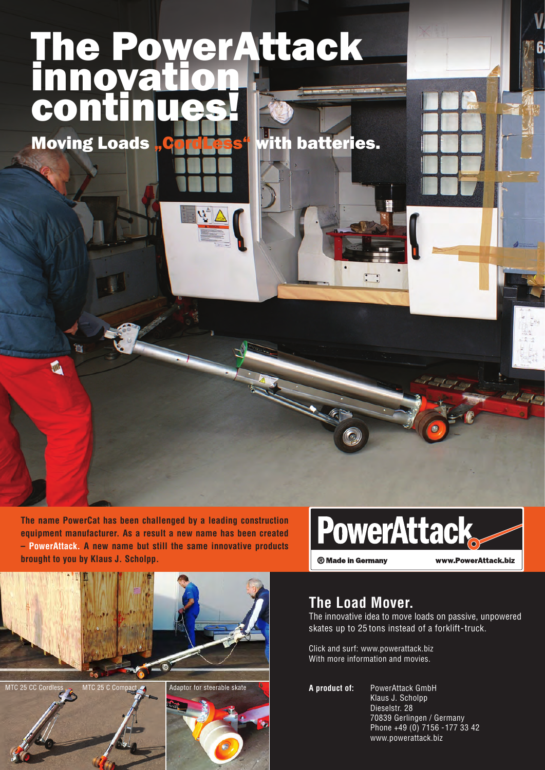# The PowerAttack innovation continues!

## Moving Loads „CordLess“ with batteries.

**The name PowerCat has been challenged by a leading construction equipment manufacturer. As a result a new name has been created – PowerAttack. A new name but still the same innovative products brought to you by Klaus J. Scholpp.**

PowerAttack

® Made in Germany www.PowerAttack.biz

MTC 25 CC Cordless

MTC 25 C Compact

Adaptor for steerable skate

## The Load Mover.

The innovative idea to move loads on passive, unpowered skates up to 25 tons instead of a forklift-truck.

Click and surf: www.powerattack.biz
With more information and movies.

**A product of:** PowerAttack GmbH
Klaus J. Scholpp
Dieselstr. 28
70839 Gerlingen / Germany
Phone +49 (0) 7156 -177 33 42
www.powerattack.biz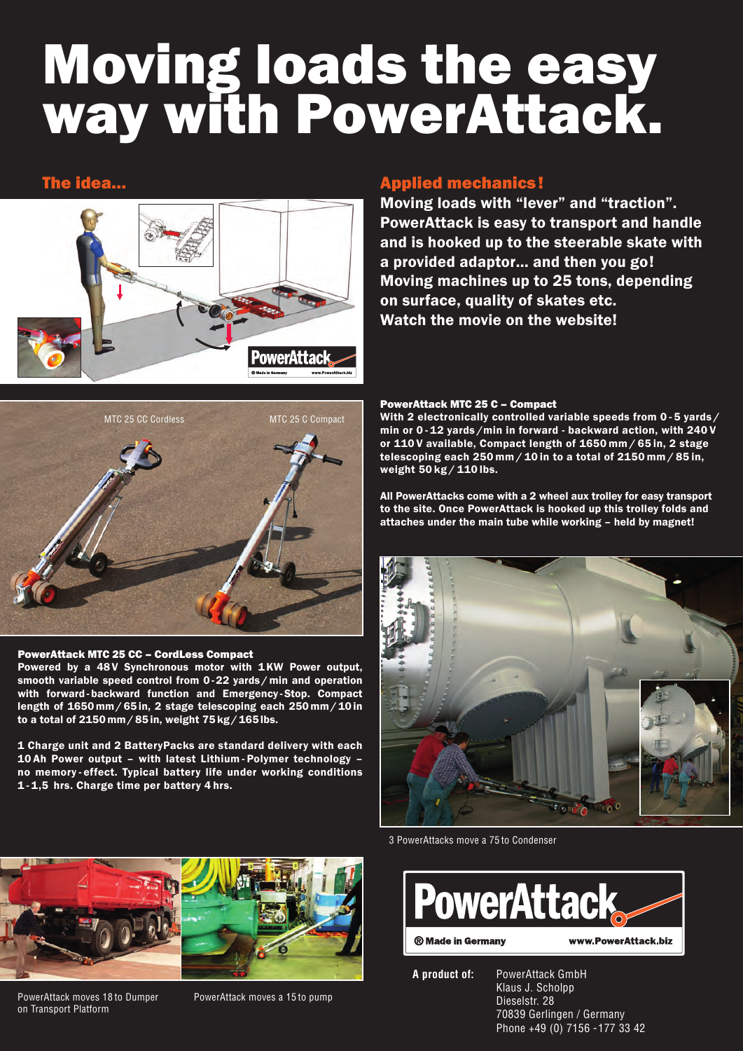# Moving loads the easy way with PowerAttack.

## The idea...

MTC 25 CC Cordless

MTC 25 C Compact

### PowerAttack MTC 25 CC – CordLess Compact

**Powered by a 48 V Synchronous motor with 1 KW Power output, smooth variable speed control from 0 - 22 yards / min and operation with forward - backward function and Emergency - Stop. Compact length of 1650 mm / 65 in, 2 stage telescoping each 250 mm / 10 in to a total of 2150 mm / 85 in, weight 75 kg / 165 lbs.**

**1 Charge unit and 2 BatteryPacks are standard delivery with each 10 Ah Power output – with latest Lithium - Polymer technology – no memory - effect. Typical battery life under working conditions 1 - 1,5 hrs. Charge time per battery 4 hrs.**

## Applied mechanics!

**Moving loads with "lever" and "traction". PowerAttack is easy to transport and handle and is hooked up to the steerable skate with a provided adaptor... and then you go! Moving machines up to 25 tons, depending on surface, quality of skates etc. Watch the movie on the website!**

### PowerAttack MTC 25 C – Compact

**With 2 electronically controlled variable speeds from 0 - 5 yards / min or 0 - 12 yards / min in forward - backward action, with 240 V or 110 V available, Compact length of 1650 mm / 65 in, 2 stage telescoping each 250 mm / 10 in to a total of 2150 mm / 85 in, weight 50 kg / 110 lbs.**

**All PowerAttacks come with a 2 wheel aux trolley for easy transport to the site. Once PowerAttack is hooked up this trolley folds and attaches under the main tube while working – held by magnet!**

3 PowerAttacks move a 75 to Condenser

PowerAttack moves 18 to Dumper on Transport Platform

PowerAttack moves a 15 to pump

**PowerAttack**

® Made in Germany

www.PowerAttack.biz

**A product of:**

PowerAttack GmbH
Klaus J. Scholpp
Dieselstr. 28
70839 Gerlingen / Germany
Phone +49 (0) 7156 -177 33 42